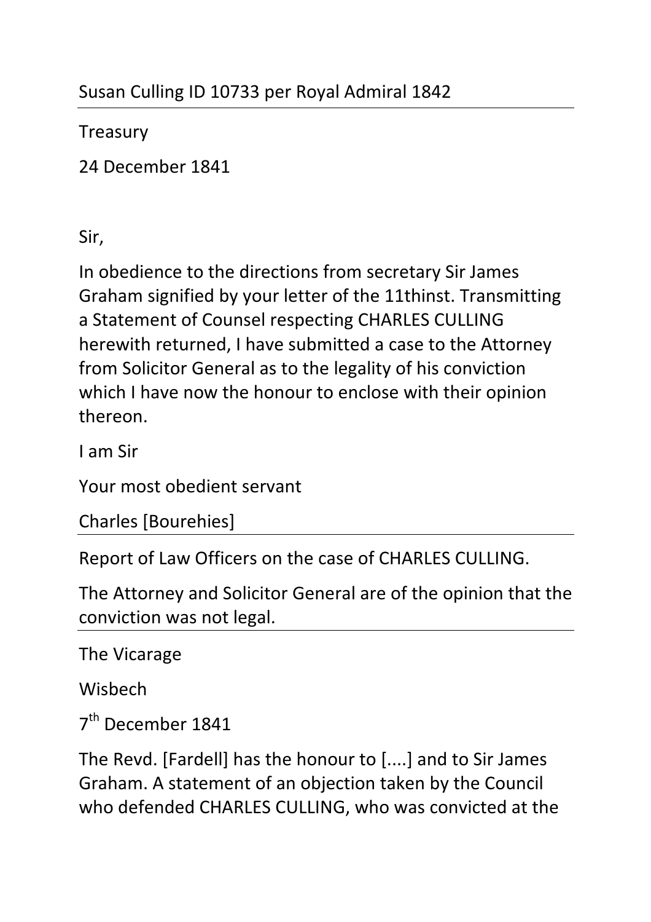Susan Culling ID 10733 per Royal Admiral 1842

---

Treasury

24 December 1841

Sir,

In obedience to the directions from secretary Sir James Graham signified by your letter of the 11thinst. Transmitting a Statement of Counsel respecting CHARLES CULLING herewith returned, I have submitted a case to the Attorney from Solicitor General as to the legality of his conviction which I have now the honour to enclose with their opinion thereon.

I am Sir

Your most obedient servant

Charles [Bourehies]

---

Report of Law Officers on the case of CHARLES CULLING.

The Attorney and Solicitor General are of the opinion that the conviction was not legal.

---

The Vicarage

Wisbech

7th December 1841

The Revd. [Fardell] has the honour to [....] and to Sir James Graham. A statement of an objection taken by the Council who defended CHARLES CULLING, who was convicted at the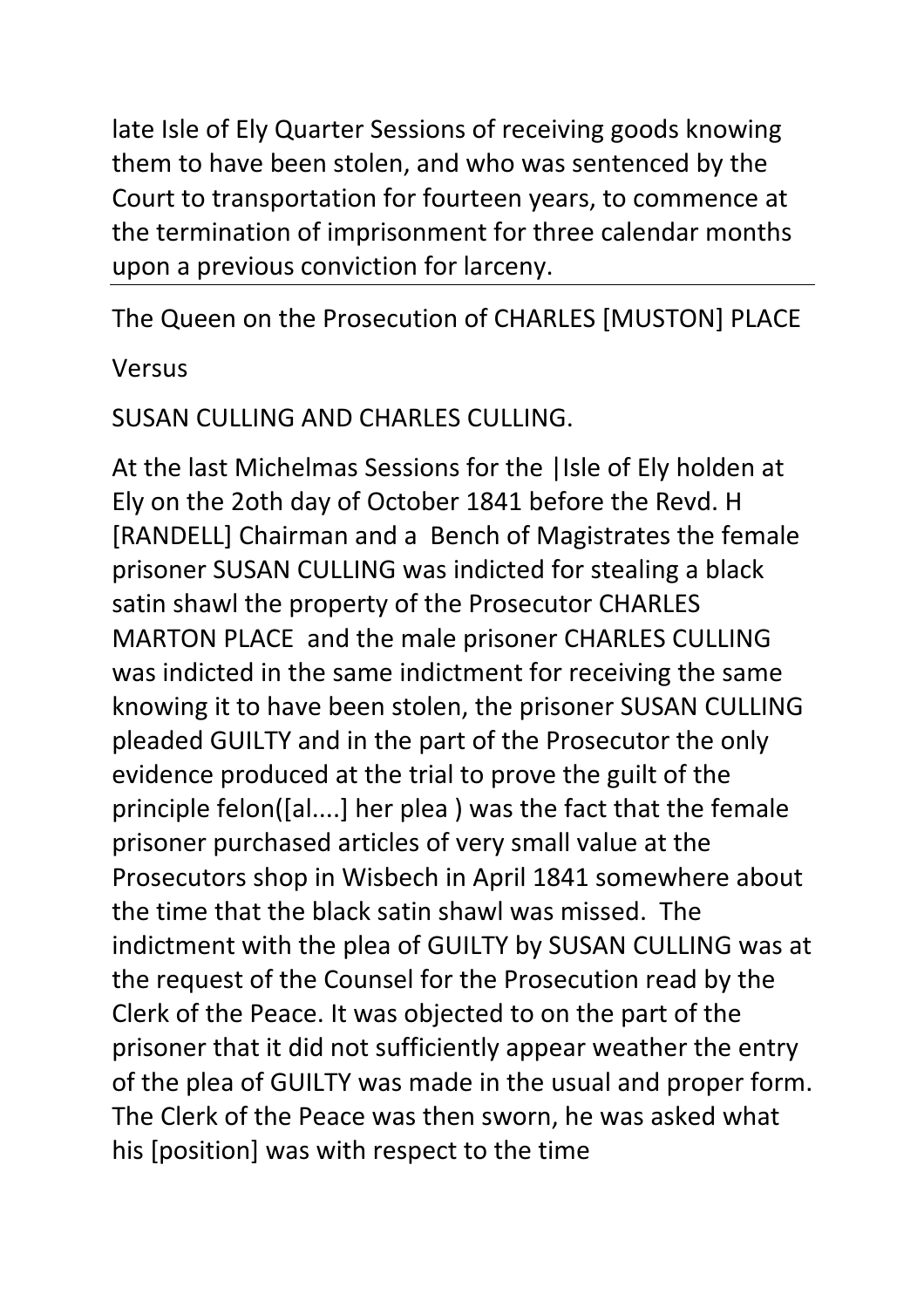late Isle of Ely Quarter Sessions of receiving goods knowing them to have been stolen, and who was sentenced by the Court to transportation for fourteen years, to commence at the termination of imprisonment for three calendar months upon a previous conviction for larceny.

---

The Queen on the Prosecution of CHARLES [MUSTON] PLACE

Versus

SUSAN CULLING AND CHARLES CULLING.

At the last Michelmas Sessions for the |Isle of Ely holden at Ely on the 2oth day of October 1841 before the Revd. H [RANDELL] Chairman and a Bench of Magistrates the female prisoner SUSAN CULLING was indicted for stealing a black satin shawl the property of the Prosecutor CHARLES MARTON PLACE and the male prisoner CHARLES CULLING was indicted in the same indictment for receiving the same knowing it to have been stolen, the prisoner SUSAN CULLING pleaded GUILTY and in the part of the Prosecutor the only evidence produced at the trial to prove the guilt of the principle felon([al....] her plea ) was the fact that the female prisoner purchased articles of very small value at the Prosecutors shop in Wisbech in April 1841 somewhere about the time that the black satin shawl was missed. The indictment with the plea of GUILTY by SUSAN CULLING was at the request of the Counsel for the Prosecution read by the Clerk of the Peace. It was objected to on the part of the prisoner that it did not sufficiently appear weather the entry of the plea of GUILTY was made in the usual and proper form. The Clerk of the Peace was then sworn, he was asked what his [position] was with respect to the time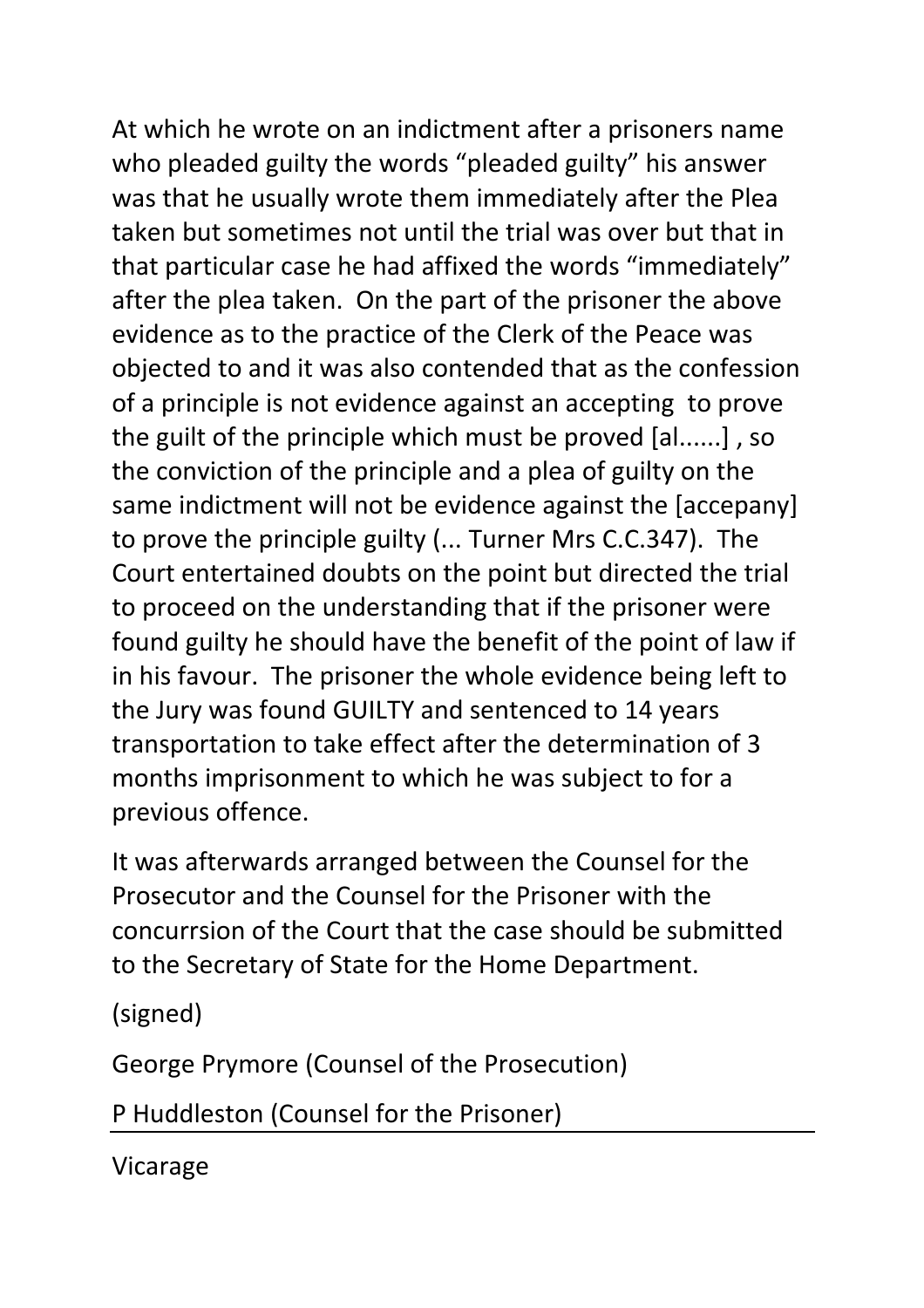At which he wrote on an indictment after a prisoners name who pleaded guilty the words "pleaded guilty" his answer was that he usually wrote them immediately after the Plea taken but sometimes not until the trial was over but that in that particular case he had affixed the words "immediately" after the plea taken. On the part of the prisoner the above evidence as to the practice of the Clerk of the Peace was objected to and it was also contended that as the confession of a principle is not evidence against an accepting to prove the guilt of the principle which must be proved [al......] , so the conviction of the principle and a plea of guilty on the same indictment will not be evidence against the [accepany] to prove the principle guilty (... Turner Mrs C.C.347). The Court entertained doubts on the point but directed the trial to proceed on the understanding that if the prisoner were found guilty he should have the benefit of the point of law if in his favour. The prisoner the whole evidence being left to the Jury was found GUILTY and sentenced to 14 years transportation to take effect after the determination of 3 months imprisonment to which he was subject to for a previous offence.

It was afterwards arranged between the Counsel for the Prosecutor and the Counsel for the Prisoner with the concurrsion of the Court that the case should be submitted to the Secretary of State for the Home Department.

(signed)

George Prymore (Counsel of the Prosecution)

P Huddleston (Counsel for the Prisoner)

---

Vicarage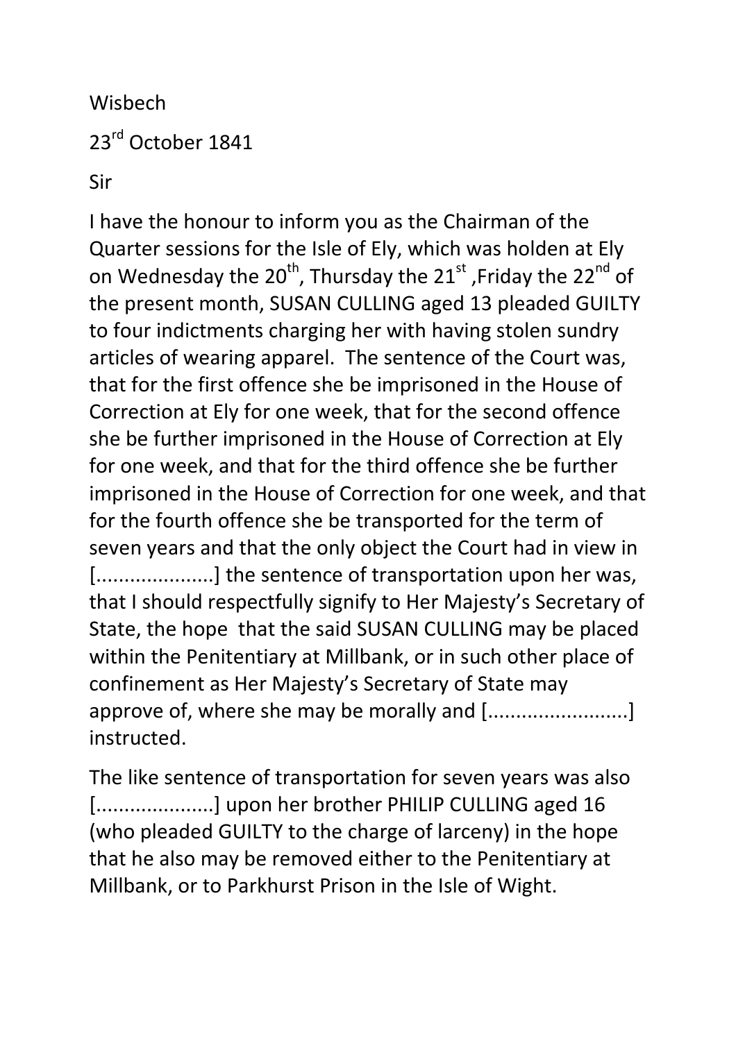Wisbech

23rd October 1841

Sir

I have the honour to inform you as the Chairman of the Quarter sessions for the Isle of Ely, which was holden at Ely on Wednesday the 20th, Thursday the 21st ,Friday the 22nd of the present month, SUSAN CULLING aged 13 pleaded GUILTY to four indictments charging her with having stolen sundry articles of wearing apparel. The sentence of the Court was, that for the first offence she be imprisoned in the House of Correction at Ely for one week, that for the second offence she be further imprisoned in the House of Correction at Ely for one week, and that for the third offence she be further imprisoned in the House of Correction for one week, and that for the fourth offence she be transported for the term of seven years and that the only object the Court had in view in [....................] the sentence of transportation upon her was, that I should respectfully signify to Her Majesty's Secretary of State, the hope that the said SUSAN CULLING may be placed within the Penitentiary at Millbank, or in such other place of confinement as Her Majesty's Secretary of State may approve of, where she may be morally and [........................] instructed.

The like sentence of transportation for seven years was also [....................] upon her brother PHILIP CULLING aged 16 (who pleaded GUILTY to the charge of larceny) in the hope that he also may be removed either to the Penitentiary at Millbank, or to Parkhurst Prison in the Isle of Wight.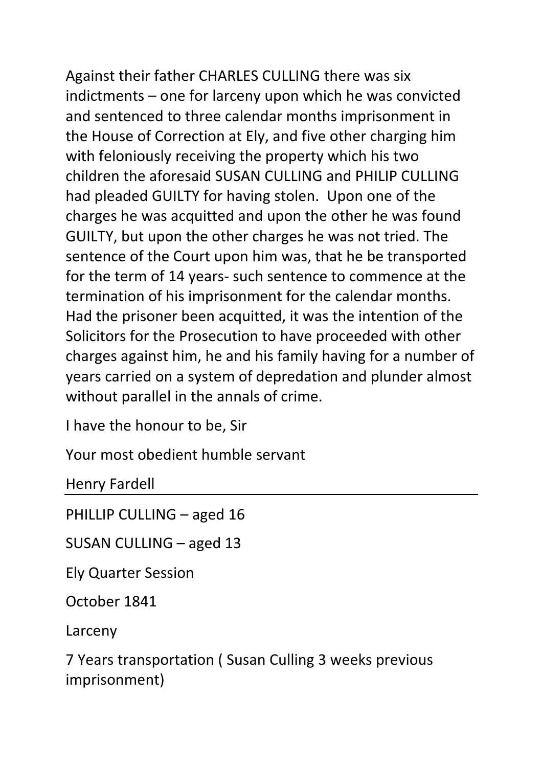Against their father CHARLES CULLING there was six indictments – one for larceny upon which he was convicted and sentenced to three calendar months imprisonment in the House of Correction at Ely, and five other charging him with feloniously receiving the property which his two children the aforesaid SUSAN CULLING and PHILIP CULLING had pleaded GUILTY for having stolen.  Upon one of the charges he was acquitted and upon the other he was found GUILTY, but upon the other charges he was not tried. The sentence of the Court upon him was, that he be transported for the term of 14 years- such sentence to commence at the termination of his imprisonment for the calendar months. Had the prisoner been acquitted, it was the intention of the Solicitors for the Prosecution to have proceeded with other charges against him, he and his family having for a number of years carried on a system of depredation and plunder almost without parallel in the annals of crime.

I have the honour to be, Sir

Your most obedient humble servant

Henry Fardell

---

PHILLIP CULLING – aged 16

SUSAN CULLING – aged 13

Ely Quarter Session

October 1841

Larceny

7 Years transportation ( Susan Culling 3 weeks previous imprisonment)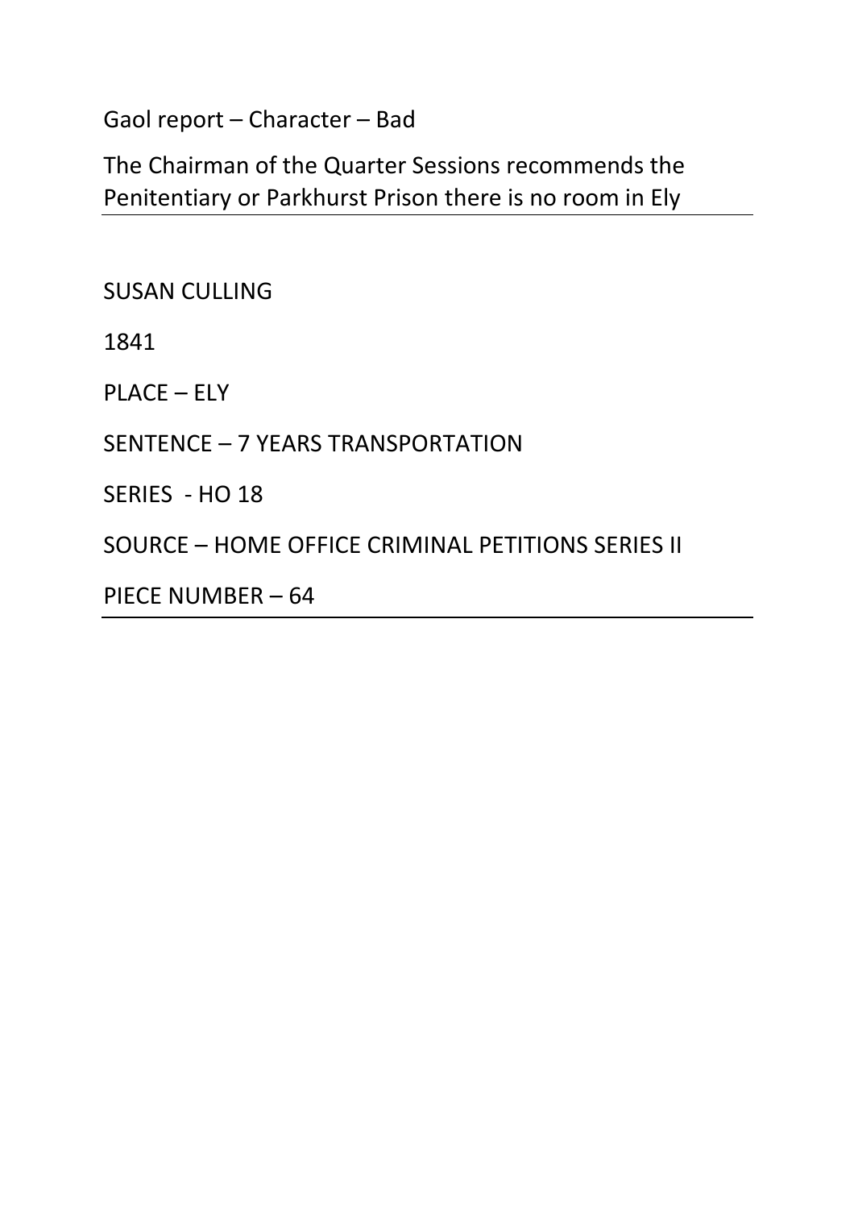Gaol report – Character – Bad

The Chairman of the Quarter Sessions recommends the Penitentiary or Parkhurst Prison there is no room in Ely

---

SUSAN CULLING

1841

PLACE – ELY

SENTENCE – 7 YEARS TRANSPORTATION

SERIES - HO 18

SOURCE – HOME OFFICE CRIMINAL PETITIONS SERIES II

PIECE NUMBER – 64

---